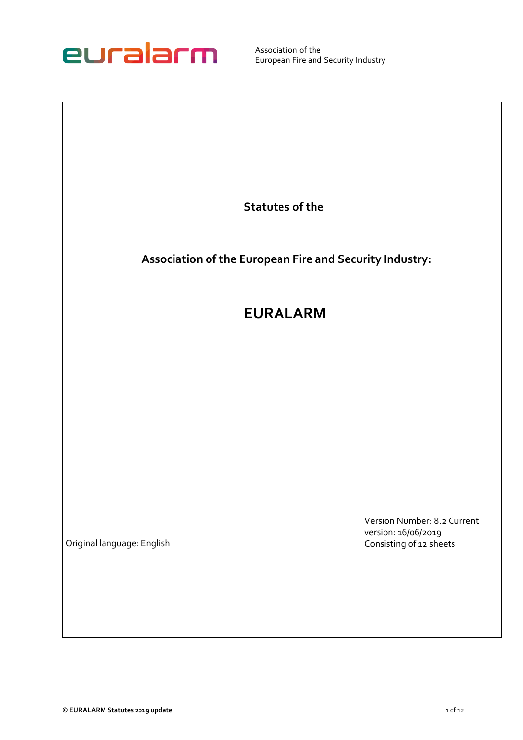euralarm

Association of the
European Fire and Security Industry

**Statutes of the**

**Association of the European Fire and Security Industry:**

# EURALARM

Original language: English

Version Number: 8.2 Current version: 16/06/2019
Consisting of 12 sheets

**© EURALARM Statutes 2019 update**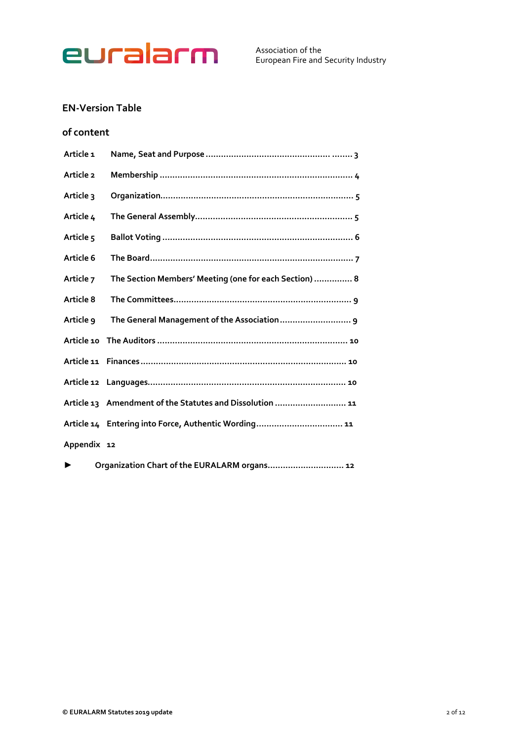## EN-Version Table

## of content

| | | |
|---|---|---|
| Article 1 | Name, Seat and Purpose | 3 |
| Article 2 | Membership | 4 |
| Article 3 | Organization | 5 |
| Article 4 | The General Assembly | 5 |
| Article 5 | Ballot Voting | 6 |
| Article 6 | The Board | 7 |
| Article 7 | The Section Members' Meeting (one for each Section) | 8 |
| Article 8 | The Committees | 9 |
| Article 9 | The General Management of the Association | 9 |
| Article 10 | The Auditors | 10 |
| Article 11 | Finances | 10 |
| Article 12 | Languages | 10 |
| Article 13 | Amendment of the Statutes and Dissolution | 11 |
| Article 14 | Entering into Force, Authentic Wording | 11 |
| Appendix | | 12 |
| ► | Organization Chart of the EURALARM organs | 12 |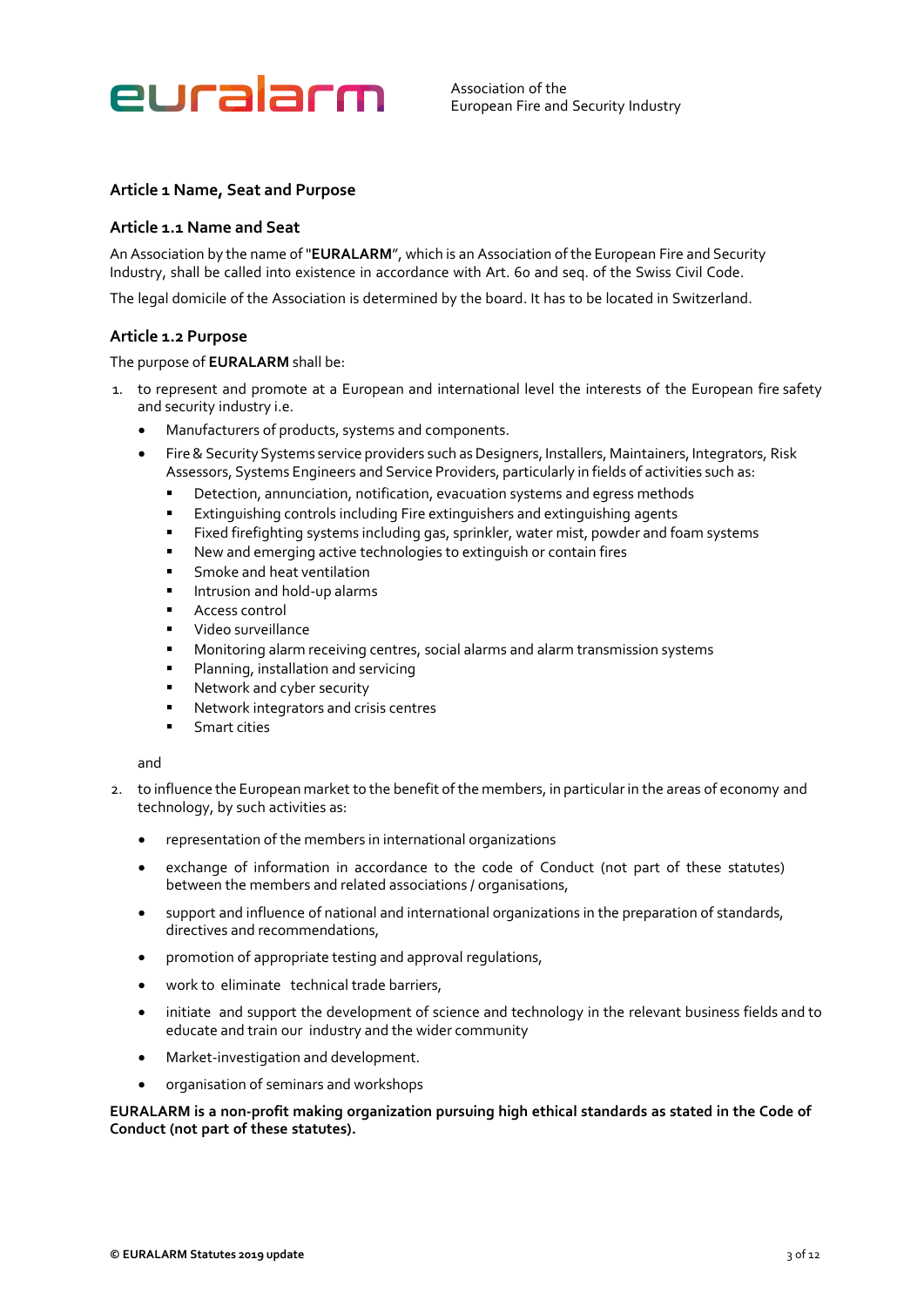## Article 1 Name, Seat and Purpose

### Article 1.1 Name and Seat

An Association by the name of "**EURALARM**", which is an Association of the European Fire and Security Industry, shall be called into existence in accordance with Art. 60 and seq. of the Swiss Civil Code.

The legal domicile of the Association is determined by the board. It has to be located in Switzerland.

### Article 1.2 Purpose

The purpose of **EURALARM** shall be:

1. to represent and promote at a European and international level the interests of the European fire safety and security industry i.e.
   - Manufacturers of products, systems and components.
   - Fire & Security Systems service providers such as Designers, Installers, Maintainers, Integrators, Risk Assessors, Systems Engineers and Service Providers, particularly in fields of activities such as:
     - Detection, annunciation, notification, evacuation systems and egress methods
     - Extinguishing controls including Fire extinguishers and extinguishing agents
     - Fixed firefighting systems including gas, sprinkler, water mist, powder and foam systems
     - New and emerging active technologies to extinguish or contain fires
     - Smoke and heat ventilation
     - Intrusion and hold-up alarms
     - Access control
     - Video surveillance
     - Monitoring alarm receiving centres, social alarms and alarm transmission systems
     - Planning, installation and servicing
     - Network and cyber security
     - Network integrators and crisis centres
     - Smart cities

   and

2. to influence the European market to the benefit of the members, in particular in the areas of economy and technology, by such activities as:
   - representation of the members in international organizations
   - exchange of information in accordance to the code of Conduct (not part of these statutes) between the members and related associations / organisations,
   - support and influence of national and international organizations in the preparation of standards, directives and recommendations,
   - promotion of appropriate testing and approval regulations,
   - work to eliminate technical trade barriers,
   - initiate and support the development of science and technology in the relevant business fields and to educate and train our industry and the wider community
   - Market-investigation and development.
   - organisation of seminars and workshops

**EURALARM is a non-profit making organization pursuing high ethical standards as stated in the Code of Conduct (not part of these statutes).**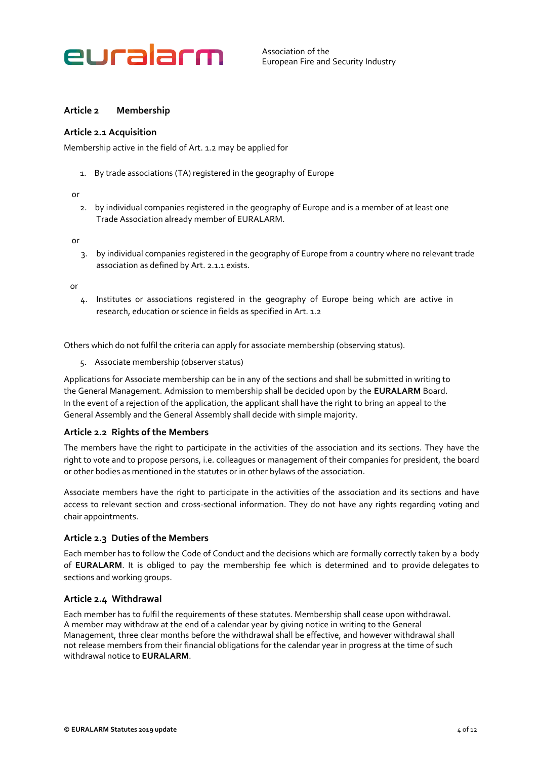## Article 2 Membership

### Article 2.1 Acquisition

Membership active in the field of Art. 1.2 may be applied for

1. By trade associations (TA) registered in the geography of Europe

or

2. by individual companies registered in the geography of Europe and is a member of at least one Trade Association already member of EURALARM.

or

3. by individual companies registered in the geography of Europe from a country where no relevant trade association as defined by Art. 2.1.1 exists.

or

4. Institutes or associations registered in the geography of Europe being which are active in research, education or science in fields as specified in Art. 1.2

Others which do not fulfil the criteria can apply for associate membership (observing status).

5. Associate membership (observer status)

Applications for Associate membership can be in any of the sections and shall be submitted in writing to the General Management. Admission to membership shall be decided upon by the **EURALARM** Board. In the event of a rejection of the application, the applicant shall have the right to bring an appeal to the General Assembly and the General Assembly shall decide with simple majority.

### Article 2.2 Rights of the Members

The members have the right to participate in the activities of the association and its sections. They have the right to vote and to propose persons, i.e. colleagues or management of their companies for president, the board or other bodies as mentioned in the statutes or in other bylaws of the association.

Associate members have the right to participate in the activities of the association and its sections and have access to relevant section and cross-sectional information. They do not have any rights regarding voting and chair appointments.

### Article 2.3 Duties of the Members

Each member has to follow the Code of Conduct and the decisions which are formally correctly taken by a body of **EURALARM**. It is obliged to pay the membership fee which is determined and to provide delegates to sections and working groups.

### Article 2.4 Withdrawal

Each member has to fulfil the requirements of these statutes. Membership shall cease upon withdrawal. A member may withdraw at the end of a calendar year by giving notice in writing to the General Management, three clear months before the withdrawal shall be effective, and however withdrawal shall not release members from their financial obligations for the calendar year in progress at the time of such withdrawal notice to **EURALARM**.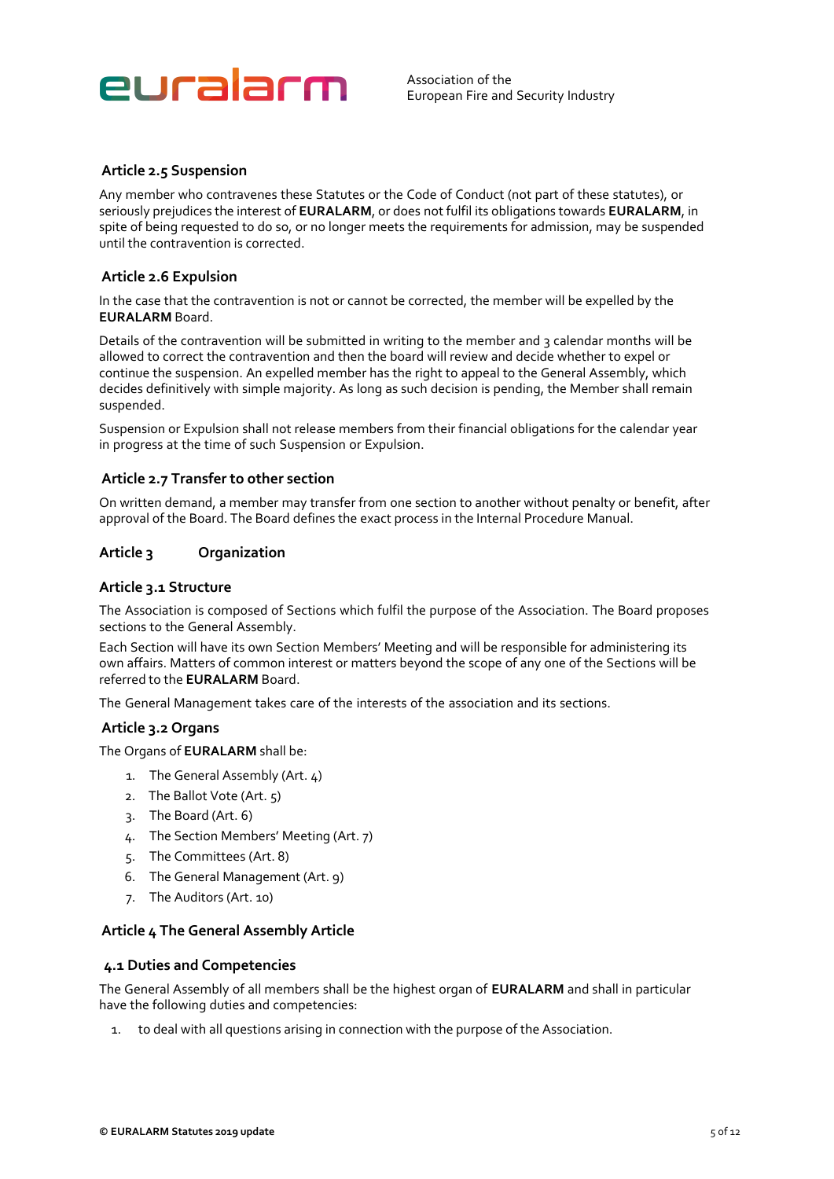### Article 2.5 Suspension

Any member who contravenes these Statutes or the Code of Conduct (not part of these statutes), or seriously prejudices the interest of **EURALARM**, or does not fulfil its obligations towards **EURALARM**, in spite of being requested to do so, or no longer meets the requirements for admission, may be suspended until the contravention is corrected.

### Article 2.6 Expulsion

In the case that the contravention is not or cannot be corrected, the member will be expelled by the **EURALARM** Board.

Details of the contravention will be submitted in writing to the member and 3 calendar months will be allowed to correct the contravention and then the board will review and decide whether to expel or continue the suspension. An expelled member has the right to appeal to the General Assembly, which decides definitively with simple majority. As long as such decision is pending, the Member shall remain suspended.

Suspension or Expulsion shall not release members from their financial obligations for the calendar year in progress at the time of such Suspension or Expulsion.

### Article 2.7 Transfer to other section

On written demand, a member may transfer from one section to another without penalty or benefit, after approval of the Board. The Board defines the exact process in the Internal Procedure Manual.

## Article 3 Organization

### Article 3.1 Structure

The Association is composed of Sections which fulfil the purpose of the Association. The Board proposes sections to the General Assembly.

Each Section will have its own Section Members' Meeting and will be responsible for administering its own affairs. Matters of common interest or matters beyond the scope of any one of the Sections will be referred to the **EURALARM** Board.

The General Management takes care of the interests of the association and its sections.

### Article 3.2 Organs

The Organs of **EURALARM** shall be:

1. The General Assembly (Art. 4)
2. The Ballot Vote (Art. 5)
3. The Board (Art. 6)
4. The Section Members' Meeting (Art. 7)
5. The Committees (Art. 8)
6. The General Management (Art. 9)
7. The Auditors (Art. 10)

## Article 4 The General Assembly Article

### 4.1 Duties and Competencies

The General Assembly of all members shall be the highest organ of **EURALARM** and shall in particular have the following duties and competencies:

1. to deal with all questions arising in connection with the purpose of the Association.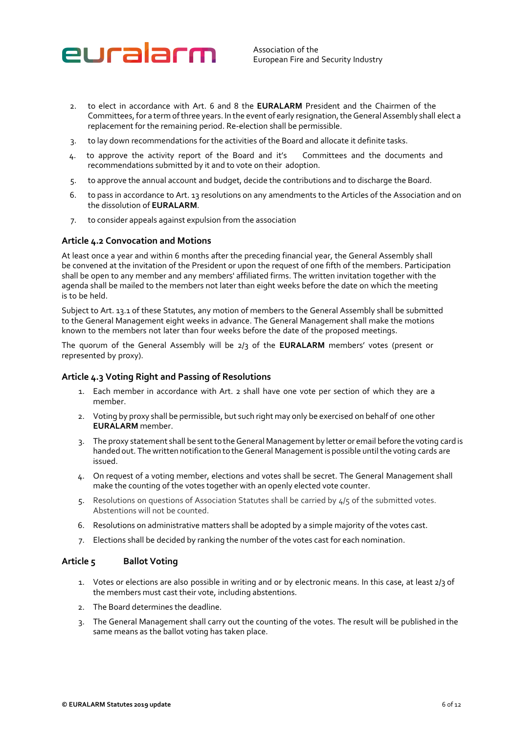2. to elect in accordance with Art. 6 and 8 the **EURALARM** President and the Chairmen of the Committees, for a term of three years. In the event of early resignation, the General Assembly shall elect a replacement for the remaining period. Re-election shall be permissible.
3. to lay down recommendations for the activities of the Board and allocate it definite tasks.
4. to approve the activity report of the Board and it's Committees and the documents and recommendations submitted by it and to vote on their adoption.
5. to approve the annual account and budget, decide the contributions and to discharge the Board.
6. to pass in accordance to Art. 13 resolutions on any amendments to the Articles of the Association and on the dissolution of **EURALARM**.
7. to consider appeals against expulsion from the association

### Article 4.2 Convocation and Motions

At least once a year and within 6 months after the preceding financial year, the General Assembly shall be convened at the invitation of the President or upon the request of one fifth of the members. Participation shall be open to any member and any members' affiliated firms. The written invitation together with the agenda shall be mailed to the members not later than eight weeks before the date on which the meeting is to be held.

Subject to Art. 13.1 of these Statutes, any motion of members to the General Assembly shall be submitted to the General Management eight weeks in advance. The General Management shall make the motions known to the members not later than four weeks before the date of the proposed meetings.

The quorum of the General Assembly will be 2/3 of the **EURALARM** members' votes (present or represented by proxy).

### Article 4.3 Voting Right and Passing of Resolutions

1. Each member in accordance with Art. 2 shall have one vote per section of which they are a member.
2. Voting by proxy shall be permissible, but such right may only be exercised on behalf of one other **EURALARM** member.
3. The proxy statement shall be sent to the General Management by letter or email before the voting card is handed out. The written notification to the General Management is possible until the voting cards are issued.
4. On request of a voting member, elections and votes shall be secret. The General Management shall make the counting of the votes together with an openly elected vote counter.
5. Resolutions on questions of Association Statutes shall be carried by 4/5 of the submitted votes. Abstentions will not be counted.
6. Resolutions on administrative matters shall be adopted by a simple majority of the votes cast.
7. Elections shall be decided by ranking the number of the votes cast for each nomination.

### Article 5 Ballot Voting

1. Votes or elections are also possible in writing and or by electronic means. In this case, at least 2/3 of the members must cast their vote, including abstentions.
2. The Board determines the deadline.
3. The General Management shall carry out the counting of the votes. The result will be published in the same means as the ballot voting has taken place.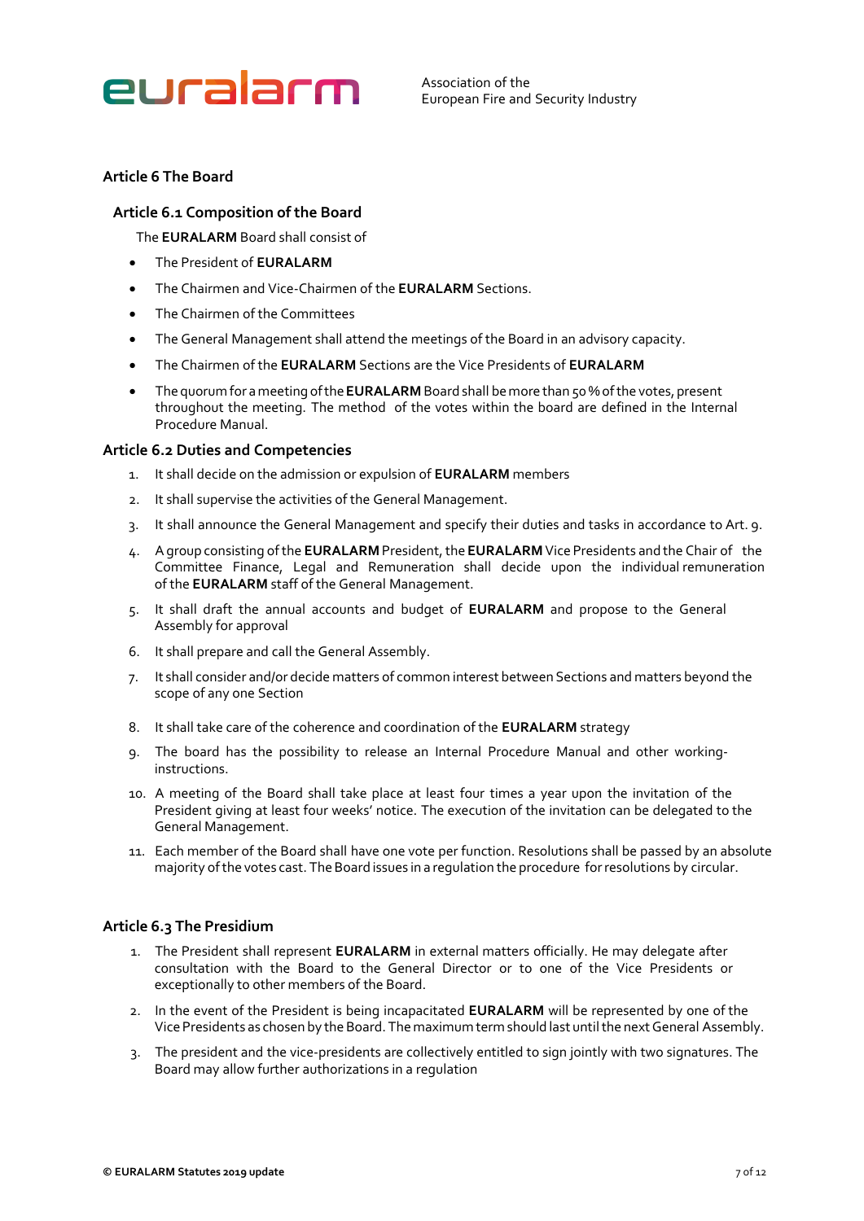## Article 6 The Board

### Article 6.1 Composition of the Board

The **EURALARM** Board shall consist of

- The President of **EURALARM**
- The Chairmen and Vice-Chairmen of the **EURALARM** Sections.
- The Chairmen of the Committees
- The General Management shall attend the meetings of the Board in an advisory capacity.
- The Chairmen of the **EURALARM** Sections are the Vice Presidents of **EURALARM**
- The quorum for a meeting of the **EURALARM** Board shall be more than 50 % of the votes, present throughout the meeting. The method of the votes within the board are defined in the Internal Procedure Manual.

### Article 6.2 Duties and Competencies

1. It shall decide on the admission or expulsion of **EURALARM** members
2. It shall supervise the activities of the General Management.
3. It shall announce the General Management and specify their duties and tasks in accordance to Art. 9.
4. A group consisting of the **EURALARM** President, the **EURALARM** Vice Presidents and the Chair of the Committee Finance, Legal and Remuneration shall decide upon the individual remuneration of the **EURALARM** staff of the General Management.
5. It shall draft the annual accounts and budget of **EURALARM** and propose to the General Assembly for approval
6. It shall prepare and call the General Assembly.
7. It shall consider and/or decide matters of common interest between Sections and matters beyond the scope of any one Section
8. It shall take care of the coherence and coordination of the **EURALARM** strategy
9. The board has the possibility to release an Internal Procedure Manual and other working-instructions.
10. A meeting of the Board shall take place at least four times a year upon the invitation of the President giving at least four weeks' notice. The execution of the invitation can be delegated to the General Management.
11. Each member of the Board shall have one vote per function. Resolutions shall be passed by an absolute majority of the votes cast. The Board issues in a regulation the procedure for resolutions by circular.

### Article 6.3 The Presidium

1. The President shall represent **EURALARM** in external matters officially. He may delegate after consultation with the Board to the General Director or to one of the Vice Presidents or exceptionally to other members of the Board.
2. In the event of the President is being incapacitated **EURALARM** will be represented by one of the Vice Presidents as chosen by the Board. The maximum term should last until the next General Assembly.
3. The president and the vice-presidents are collectively entitled to sign jointly with two signatures. The Board may allow further authorizations in a regulation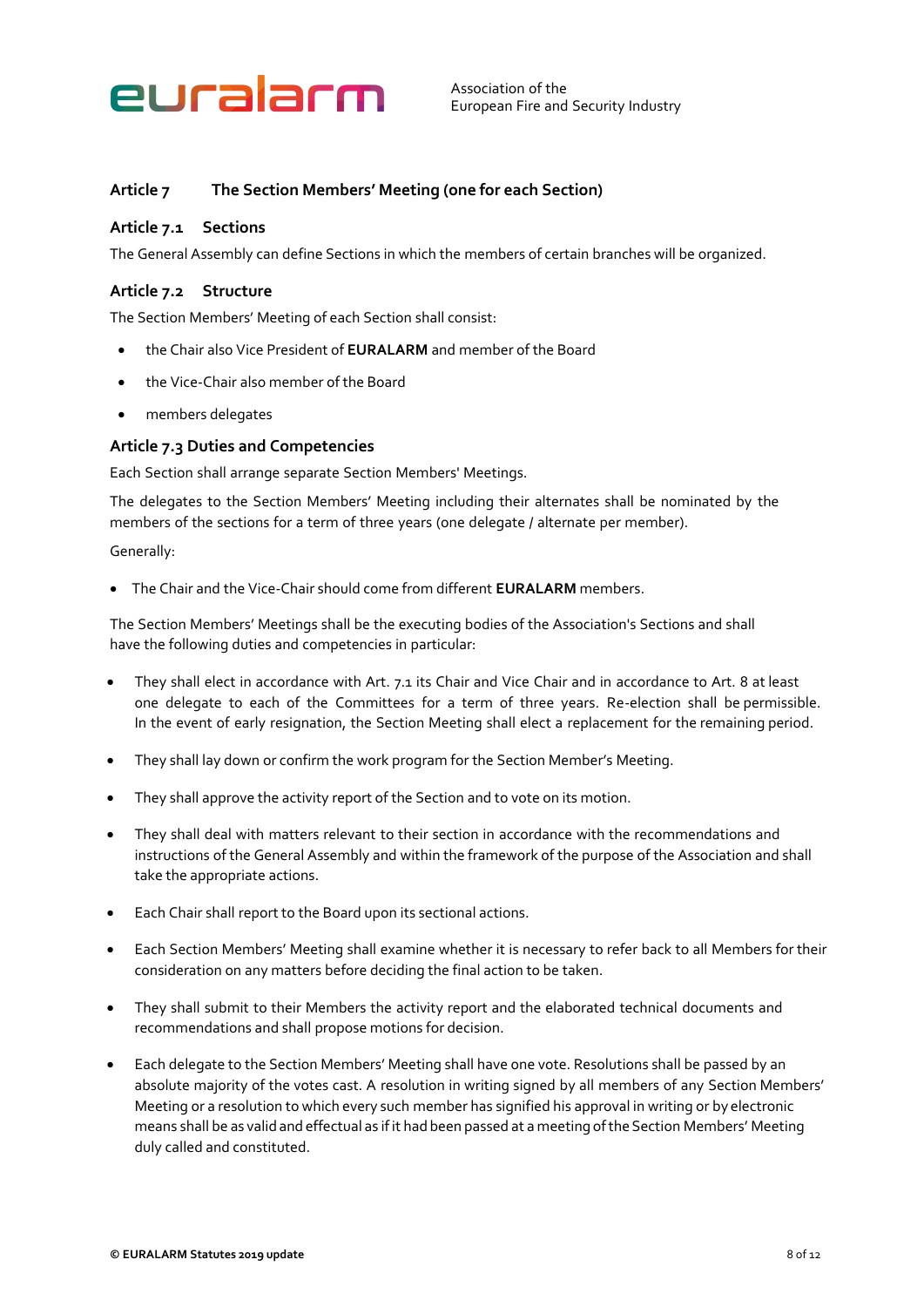## Article 7 The Section Members' Meeting (one for each Section)

### Article 7.1 Sections

The General Assembly can define Sections in which the members of certain branches will be organized.

### Article 7.2 Structure

The Section Members' Meeting of each Section shall consist:

- the Chair also Vice President of **EURALARM** and member of the Board
- the Vice-Chair also member of the Board
- members delegates

### Article 7.3 Duties and Competencies

Each Section shall arrange separate Section Members' Meetings.

The delegates to the Section Members' Meeting including their alternates shall be nominated by the members of the sections for a term of three years (one delegate / alternate per member).

Generally:

- The Chair and the Vice-Chair should come from different **EURALARM** members.

The Section Members' Meetings shall be the executing bodies of the Association's Sections and shall have the following duties and competencies in particular:

- They shall elect in accordance with Art. 7.1 its Chair and Vice Chair and in accordance to Art. 8 at least one delegate to each of the Committees for a term of three years. Re-election shall be permissible. In the event of early resignation, the Section Meeting shall elect a replacement for the remaining period.
- They shall lay down or confirm the work program for the Section Member's Meeting.
- They shall approve the activity report of the Section and to vote on its motion.
- They shall deal with matters relevant to their section in accordance with the recommendations and instructions of the General Assembly and within the framework of the purpose of the Association and shall take the appropriate actions.
- Each Chair shall report to the Board upon its sectional actions.
- Each Section Members' Meeting shall examine whether it is necessary to refer back to all Members for their consideration on any matters before deciding the final action to be taken.
- They shall submit to their Members the activity report and the elaborated technical documents and recommendations and shall propose motions for decision.
- Each delegate to the Section Members' Meeting shall have one vote. Resolutions shall be passed by an absolute majority of the votes cast. A resolution in writing signed by all members of any Section Members' Meeting or a resolution to which every such member has signified his approval in writing or by electronic means shall be as valid and effectual as if it had been passed at a meeting of the Section Members' Meeting duly called and constituted.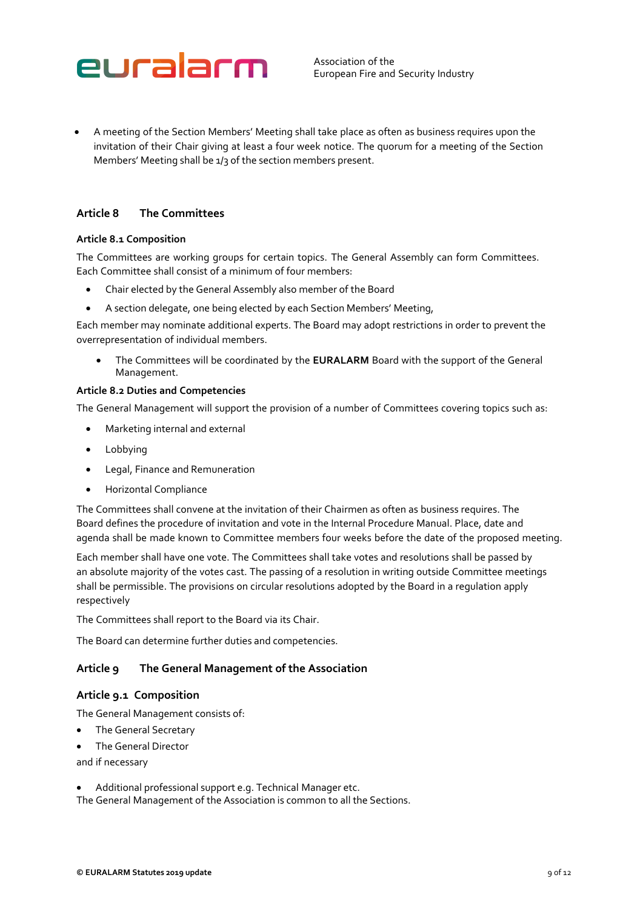- A meeting of the Section Members' Meeting shall take place as often as business requires upon the invitation of their Chair giving at least a four week notice. The quorum for a meeting of the Section Members' Meeting shall be 1/3 of the section members present.

## Article 8 The Committees

### Article 8.1 Composition

The Committees are working groups for certain topics. The General Assembly can form Committees. Each Committee shall consist of a minimum of four members:

- Chair elected by the General Assembly also member of the Board
- A section delegate, one being elected by each Section Members' Meeting,

Each member may nominate additional experts. The Board may adopt restrictions in order to prevent the overrepresentation of individual members.

- The Committees will be coordinated by the **EURALARM** Board with the support of the General Management.

### Article 8.2 Duties and Competencies

The General Management will support the provision of a number of Committees covering topics such as:

- Marketing internal and external
- Lobbying
- Legal, Finance and Remuneration
- Horizontal Compliance

The Committees shall convene at the invitation of their Chairmen as often as business requires. The Board defines the procedure of invitation and vote in the Internal Procedure Manual. Place, date and agenda shall be made known to Committee members four weeks before the date of the proposed meeting.

Each member shall have one vote. The Committees shall take votes and resolutions shall be passed by an absolute majority of the votes cast. The passing of a resolution in writing outside Committee meetings shall be permissible. The provisions on circular resolutions adopted by the Board in a regulation apply respectively

The Committees shall report to the Board via its Chair.

The Board can determine further duties and competencies.

## Article 9 The General Management of the Association

### Article 9.1 Composition

The General Management consists of:

- The General Secretary
- The General Director

and if necessary

- Additional professional support e.g. Technical Manager etc.

The General Management of the Association is common to all the Sections.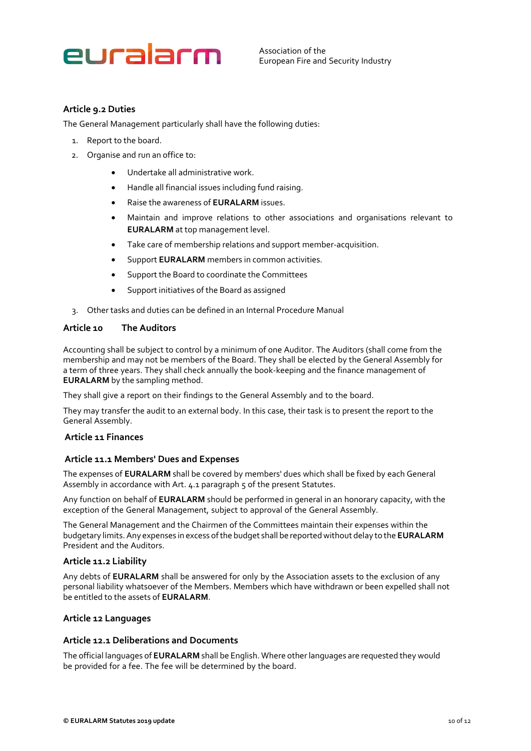### Article 9.2 Duties

The General Management particularly shall have the following duties:

1. Report to the board.
2. Organise and run an office to:
   - Undertake all administrative work.
   - Handle all financial issues including fund raising.
   - Raise the awareness of **EURALARM** issues.
   - Maintain and improve relations to other associations and organisations relevant to **EURALARM** at top management level.
   - Take care of membership relations and support member-acquisition.
   - Support **EURALARM** members in common activities.
   - Support the Board to coordinate the Committees
   - Support initiatives of the Board as assigned
3. Other tasks and duties can be defined in an Internal Procedure Manual

## Article 10 The Auditors

Accounting shall be subject to control by a minimum of one Auditor. The Auditors (shall come from the membership and may not be members of the Board. They shall be elected by the General Assembly for a term of three years. They shall check annually the book-keeping and the finance management of **EURALARM** by the sampling method.

They shall give a report on their findings to the General Assembly and to the board.

They may transfer the audit to an external body. In this case, their task is to present the report to the General Assembly.

## Article 11 Finances

### Article 11.1 Members' Dues and Expenses

The expenses of **EURALARM** shall be covered by members' dues which shall be fixed by each General Assembly in accordance with Art. 4.1 paragraph 5 of the present Statutes.

Any function on behalf of **EURALARM** should be performed in general in an honorary capacity, with the exception of the General Management, subject to approval of the General Assembly.

The General Management and the Chairmen of the Committees maintain their expenses within the budgetary limits. Any expenses in excess of the budget shall be reported without delay to the **EURALARM** President and the Auditors.

### Article 11.2 Liability

Any debts of **EURALARM** shall be answered for only by the Association assets to the exclusion of any personal liability whatsoever of the Members. Members which have withdrawn or been expelled shall not be entitled to the assets of **EURALARM**.

## Article 12 Languages

### Article 12.1 Deliberations and Documents

The official languages of **EURALARM** shall be English. Where other languages are requested they would be provided for a fee. The fee will be determined by the board.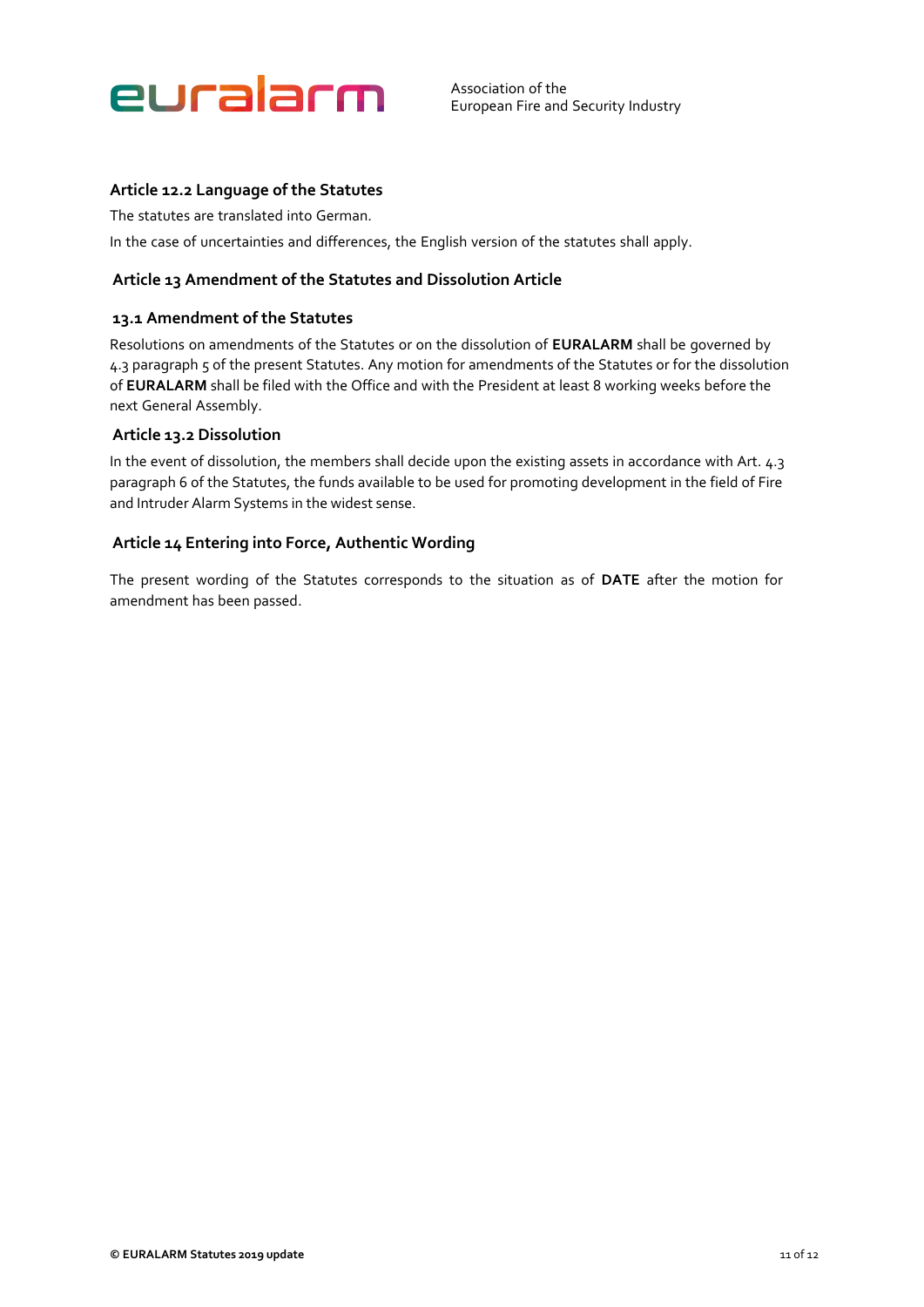### Article 12.2 Language of the Statutes

The statutes are translated into German.

In the case of uncertainties and differences, the English version of the statutes shall apply.

## Article 13 Amendment of the Statutes and Dissolution Article

### 13.1 Amendment of the Statutes

Resolutions on amendments of the Statutes or on the dissolution of **EURALARM** shall be governed by 4.3 paragraph 5 of the present Statutes. Any motion for amendments of the Statutes or for the dissolution of **EURALARM** shall be filed with the Office and with the President at least 8 working weeks before the next General Assembly.

### Article 13.2 Dissolution

In the event of dissolution, the members shall decide upon the existing assets in accordance with Art. 4.3 paragraph 6 of the Statutes, the funds available to be used for promoting development in the field of Fire and Intruder Alarm Systems in the widest sense.

## Article 14 Entering into Force, Authentic Wording

The present wording of the Statutes corresponds to the situation as of **DATE** after the motion for amendment has been passed.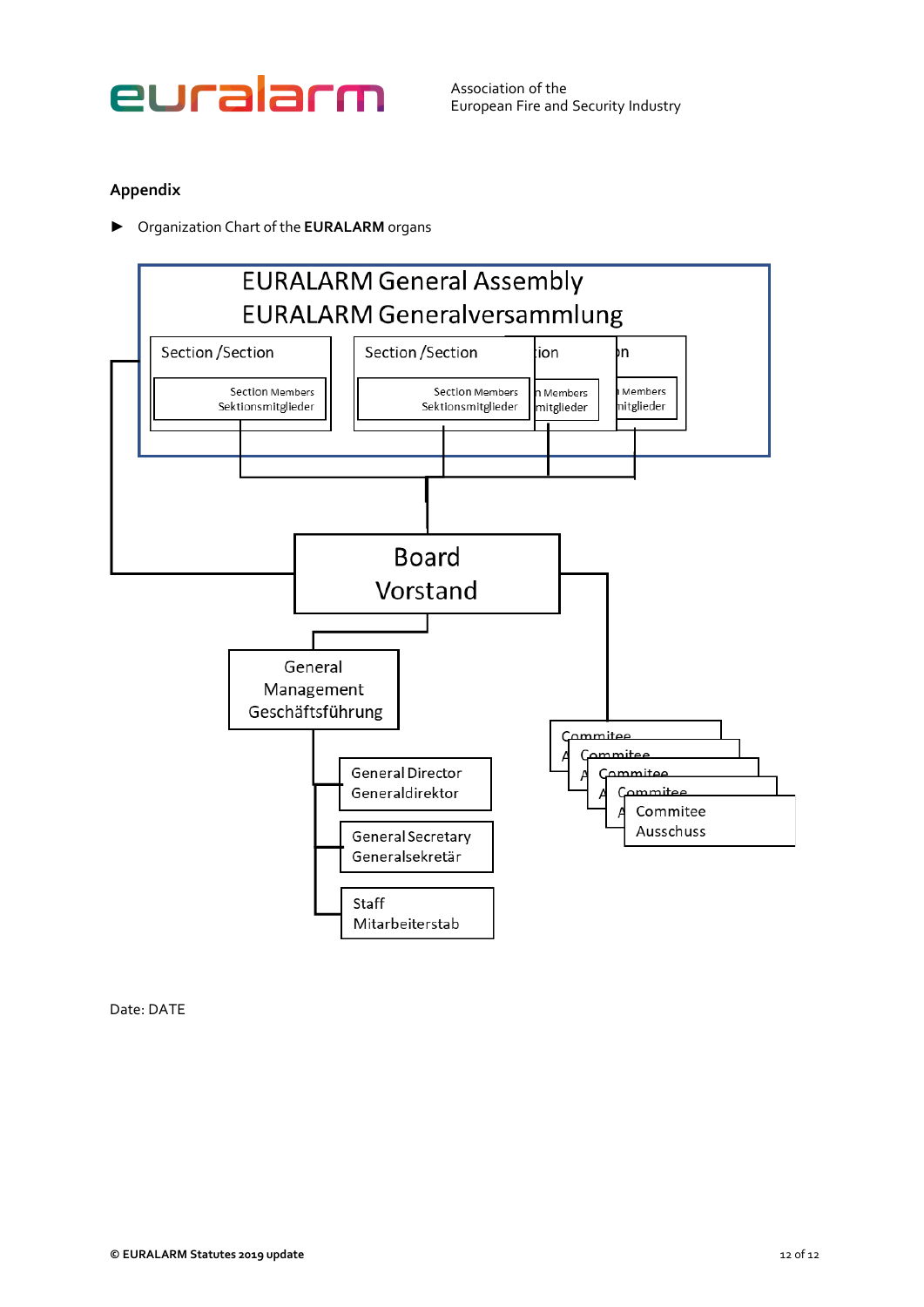**Appendix**

► Organization Chart of the **EURALARM** organs

EURALARM General Assembly
EURALARM Generalversammlung

Section /Section
Section Members
Sektionsmitglieder

Section /Section
Section Members
Sektionsmitglieder

ion
n Members
mitglieder

n
Members
nitglieder

Board
Vorstand

General
Management
Geschäftsführung

General Director
Generaldirektor

General Secretary
Generalsekretär

Staff
Mitarbeiterstab

Commitee
A
Commitee
A
Commitee
A
Commitee
A
Commitee
Ausschuss

Date: DATE